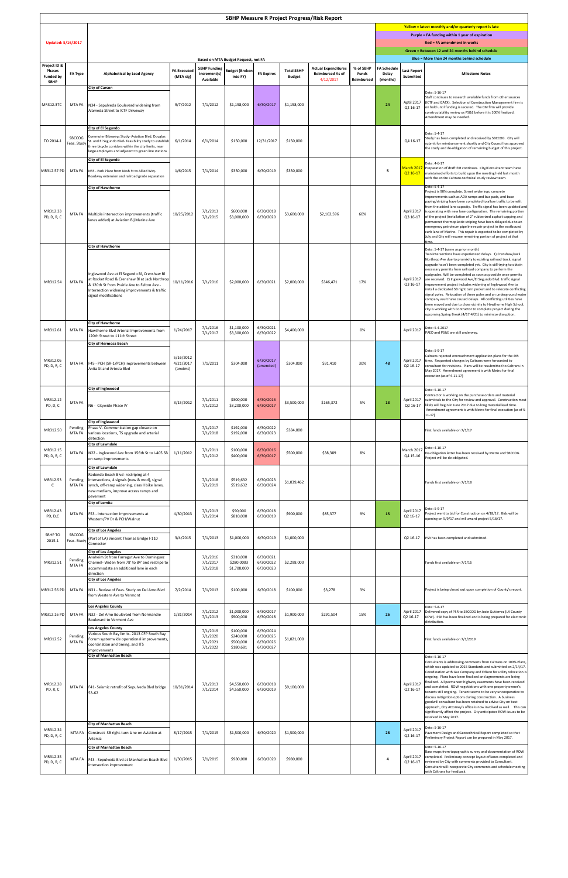# SBHP Measure R Project Progress/Risk Report

**Updated: 5/16/2017**

Yellow = latest monthly and/or quarterly report is late
Purple = FA funding within 1 year of expiration
Red = FA amendment in works
Green = Between 12 and 24 months behind schedule
Blue = More than 24 months behind schedule

Based on MTA Budget Request, not FA

| Project ID & Phases Funded by SBHP | FA Type | Alphabetical by Lead Agency | FA Executed (MTA sig) | SBHP Funding Increment(s) Available | Budget (Broken into FY) | FA Expires | Total SBHP Budget | Actual Expenditures Reimbursed As of 4/12/2017 | % of SBHP Funds Reimbursed | FA Schedule Delay (months) | Last Report Submitted | Milestone Notes |
|---|---|---|---|---|---|---|---|---|---|---|---|---|
| | | **City of Carson** | | | | | | | | | | |
| MR312.37C | MTA FA | N34 - Sepulveda Boulevard widening from Alameda Street to ICTF Driveway | 9/7/2012 | 7/1/2012 | $1,158,000 | 6/30/2017 | $1,158,000 | | | 24 | April 2017 Q2 16-17 | Date: 5-16-17 Staff continues to research available funds from other sources (ICTF and GATX). Selection of Construction Management firm is on hold until funding is secured. The CM firm will provide constructability review os PS&E before it is 100% finalized. Amendment may be needed. |
| | | **City of El Segundo** | | | | | | | | | | |
| TO 2014-1 | SBCCOG Feas. Study | Commuter Bikeways Study- Aviation Blvd, Douglas St. and El Segundo Blvd- Feasibility study to establish three bicycle corridors within the city limits, near large employers and adjacent to green line stations | 6/1/2014 | 6/1/2014 | $150,000 | 12/31/2017 | $150,000 | | | | Q4 16-17 | Date: 5-4-17 Study has been completed and received by SBCCOG. City will submit for reimbursement shortly and City Council has approved the study and de-obligation of remaining budget of this project. |
| | | **City of El Segundo** | | | | | | | | | | |
| MR312.57 PD | MTA FA | N55 - Park Place from Nash St to Allied Way- Roadway extension and railroad grade separation | 1/6/2015 | 7/1/2014 | $350,000 | 6/30/2019 | $350,000 | | | 5 | March 2017 Q2 16-17 | Date: 4-6-17 Preparation of draft EIR continues. City/Consultant team have maintained efforts to build upon the meeting held last month with the entire Caltrans technical study review team. |
| | | **City of Hawthorne** | | | | | | | | | | |
| MR312.33 PD, D, R, C | MTA FA | Multiple intersection improvements (traffic lanes added) at Aviation Bl/Marine Ave | 10/25/2012 | 7/1/2013 7/1/2015 | $600,000 $3,000,000 | 6/30/2018 6/30/2020 | $3,600,000 | $2,162,596 | 60% | | April 2017 Q3 16-17 | Date: 5-4-17 Project is 90% complete. Street widenings, concrete improvements such as ADA ramps and bus pads, and base paving/striping have been completed to allow traffic to benefit from the added lane capacity. Traffic signal has been updated and is operating with new lane configuration. The remaining portion of the project (installation of 2" rubberized asphalt capping and permannet thermoplastic striping have been delayed due to an emergency petroleum pipeline repair project in the eastbound curb lane of Marine. This repair is expected to be completed by July and City will resume remaining portion of project at that time. |
| | | **City of Hawthorne** | | | | | | | | | | |
| MR312.54 | MTA FA | Inglewood Ave at El Segundo Bl, Crenshaw Bl at Rocket Road & Crenshaw Bl at Jack Northrop & 120th St from Prairie Ave to Felton Ave - Intersection widening improvements & traffic signal modifications | 10/11/2016 | 7/1/2016 | $2,000,000 | 6/30/2021 | $2,000,000 | $346,471 | 17% | | April 2017 Q3 16-17 | Date: 5-4-17 (same as prior month) Two intersections have experienced delays. 1) Crenshaw/Jack Northrop Ave due to proximity to existing railroad track, signal upgrade hasn't been completed yet. City is still trying to obtain necessary permits from railroad company to perform the upgrades. Will be completed as soon as possible once permits are received. 2) Inglewood Ave/El Segundo Blvd: traffic signal improvement project includes widening of Inglewood Ave to install a dedicated SB right turn pocket and to relocate conflicting signal poles. Relocation of these poles and an underground water company vault have caused delays. All conflicting utilities have been moved and due to close vicinity to Hawthorne High School, city is working with Contractor to complete project during the upcoming Spring Break (4/17-4/21) to minimize disruption. |
| | | **City of Hawthorne** | | | | | | | | | | |
| MR312.61 | MTA FA | Hawthorne Blvd Arterial Improvements from 120th Street to 111th Street | 1/24/2017 | 7/1/2016 7/1/2017 | $1,100,000 $3,300,000 | 6/30/2021 6/30/2022 | $4,400,000 | | 0% | | April 2017 | Date: 5-4-2017 PAED and PS&E are still underway. |
| | | **City of Hermosa Beach** | | | | | | | | | | |
| MR312.05 PD, D, R, C | MTA FA | F45 - PCH (SR-1/PCH) improvements between Anita St and Artesia Blvd | 5/16/2012 4/21/2017 (amdmt) | 7/1/2011 | $304,000 | 6/30/2017 (amended) | $304,000 | $91,410 | 30% | 48 | April 2017 Q2 16-17 | Date: 5-9-17 Caltrans rejected encroachment application plans for the 4th time. Requested changes by Caltrans were forwarded to consultant for revisions. Plans will be resubmitted to Caltrans in May 2017. Amendment agreement is with Metro for final execution (as of 4-11-17) |
| | | **City of Inglewood** | | | | | | | | | | |
| MR312.12 PD, D, C | MTA FA | N6 - Citywide Phase IV | 3/15/2012 | 7/1/2011 7/1/2012 | $300,000 $3,200,000 | 6/30/2016 6/30/2017 | $3,500,000 | $165,372 | 5% | 13 | April 2017 Q2 16-17 | Date: 5-10-17 Contractor is working on the purchase orders and material submittals to the City for review and approval. Construction most likely will begin in June 2017 due to long material lead time. Amendment agreement is with Metro for final execution (as of 5-11-17) |
| | | **City of Inglewood** | | | | | | | | | | |
| MR312.50 | Pending MTA FA | Phase V- Communication gap closure on various locations, TS upgrade and arterial detection | | 7/1/2017 7/1/2018 | $192,000 $192,000 | 6/30/2022 6/30/2023 | $384,000 | | | | | First funds available on 7/1/17 |
| | | **City of Lawndale** | | | | | | | | | | |
| MR312.15 PD, D, R, C | MTA FA | N22 - Inglewood Ave from 156th St to I-405 SB on ramp improvements | 1/11/2012 | 7/1/2011 7/1/2012 | $100,000 $400,000 | 6/30/2016 6/30/2017 | $500,000 | $38,389 | 8% | | March 2017 Q4 15-16 | Date: 4-10-17 De-obligation letter has been received by Metro and SBCCOG. Project will be de-obligated. |
| | | **City of Lawndale** | | | | | | | | | | |
| MR312.53 C | Pending MTA FA | Redondo Beach Blvd- restriping at 4 intersections, 4 signals (new & mod), signal synch, off-ramp widening, class II bike lanes, new medians, improve access ramps and pavement | | 7/1/2018 7/1/2019 | $519,632 $519,632 | 6/30/2023 6/30/2024 | $1,039,462 | | | | | Funds first available on 7/1/18 |
| | | **City of Lomita** | | | | | | | | | | |
| MR312.43 PD, D,C | MTA FA | F53 - Intersection Improvements at Western/PV Dr & PCH/Walnut | 4/30/2013 | 7/1/2013 7/1/2014 | $90,000 $810,000 | 6/30/2018 6/30/2019 | $900,000 | $85,377 | 9% | 15 | April 2017 Q2 16-17 | Date: 5-9-17 Project went to bid for Construction on 4/18/17. Bids will be opening on 5/9/17 and will award project 5/16/17. |
| | | **City of Los Angeles** | | | | | | | | | | |
| SBHP TO 2015-1 | SBCCOG Feas. Study | (Port of LA) Vincent Thomas Bridge I-110 Connector | 3/4/2015 | 7/1/2013 | $1,000,000 | 6/30/2019 | $1,000,000 | | | | Q2 16-17 | PSR has been completed and submitted. |
| | | **City of Los Angeles** | | | | | | | | | | |
| MR312.51 | Pending MTA FA | Anaheim St from Farragut Ave to Dominguez Channel- Widen from 78' to 84' and restripe to accommodate an additional lane in each direction | | 7/1/2016 7/1/2017 7/1/2018 | $310,000 $280,0003 $1,708,000 | 6/30/2021 6/30/2022 6/30/2023 | $2,298,000 | | | | | Funds first available on 7/1/16 |
| | | **City of Los Angeles** | | | | | | | | | | |
| MR312.56 PD | MTA FA | N31 - Review of Feas. Study on Del Amo Blvd from Western Ave to Vermont | 7/2/2014 | 7/1/2013 | $100,000 | 6/30/2018 | $100,000 | $3,278 | 3% | | | Project is being closed out upon completion of County's report. |
| | | **Los Angeles County** | | | | | | | | | | |
| MR312.16 PD | MTA FA | N32 - Del Amo Boulevard from Normandie Boulevard to Vermont Ave | 1/31/2014 | 7/1/2012 7/1/2013 | $1,000,000 $900,000 | 6/30/2017 6/30/2018 | $1,900,000 | $291,504 | 15% | 26 | April 2017 Q2 16-17 | Date: 5-8-17 Delivered copy of PSR to SBCCOG by Josie Gutierrez (LA County DPW). PSR has been finalized and is being prepared for electronic distribution. |
| | | **Los Angeles County** | | | | | | | | | | |
| MR312.52 | Pending MTA FA | Various South Bay limits- 2013 CFP South Bay Forum systemwide operational improvements, coordination and timing, and ITS improvements | | 7/1/2019 7/1/2020 7/1/2021 7/1/2022 | $100,000 $240,000 $500,000 $180,681 | 6/30/2024 6/30/2025 6/30/2026 6/30/2027 | $1,021,000 | | | | | First funds available on 7/1/2019 |
| | | **City of Manhattan Beach** | | | | | | | | | | |
| MR312.28 PD, R, C | MTA FA | F41- Seismic retrofit of Sepulveda Blvd bridge 53-62 | 10/31/2014 | 7/1/2013 7/1/2014 | $4,550,000 $4,550,000 | 6/30/2018 6/30/2019 | $9,100,000 | | | | April 2017 Q2 16-17 | Date: 5-16-17 Consultants is addressing comments from Caltrans on 100% Plans, which was updated to 2015 Standards and submitted on 2/14/17. Coordination with Gas Company and Edison for utility relocation is ongoing. Plans have been finalized and agreements are being finalized. All permanent highway easements have been received and completed. ROW negotiations with one property owner's tenants still ongoing. Tenant seems to be very uncooperative to discuss mitigation options during construction. A business goodwill consultant has been retained to advise City on best approach, City Attorney's office is now involved as well. This can significantly affect the project. City anticipates ROW issues to be resolved in May 2017. |
| | | **City of Manhattan Beach** | | | | | | | | | | |
| MR312.34 PD, D, R, C | MTA FA | Construct SB right-turn lane on Aviation at Artersia | 8/17/2015 | 7/1/2015 | $1,500,000 | 6/30/2020 | $1,500,000 | | | 28 | April 2017 Q2 16-17 | Date: 5-16-17 Pavement Design and Geotechnical Report completed so that Preliminary Project Report can be prepared in May 2017. |
| | | **City of Manhattan Beach** | | | | | | | | | | |
| MR312.35 PD, D, R, C | MTA FA | F43 - Sepulveda Blvd at Manhattan Beach Blvd intersection improvement | 1/30/2015 | 7/1/2015 | $980,000 | 6/30/2020 | $980,000 | | | 4 | April 2017 Q2 16-17 | Date: 5-16-17 Base maps from topographic survey and documentation of ROW completed. Preliminary concept layout of lanes completed and reviewed by City with comments provided to Consultant. Consultant will incorporate City comments and schedule meeting with Caltrans for feedback. |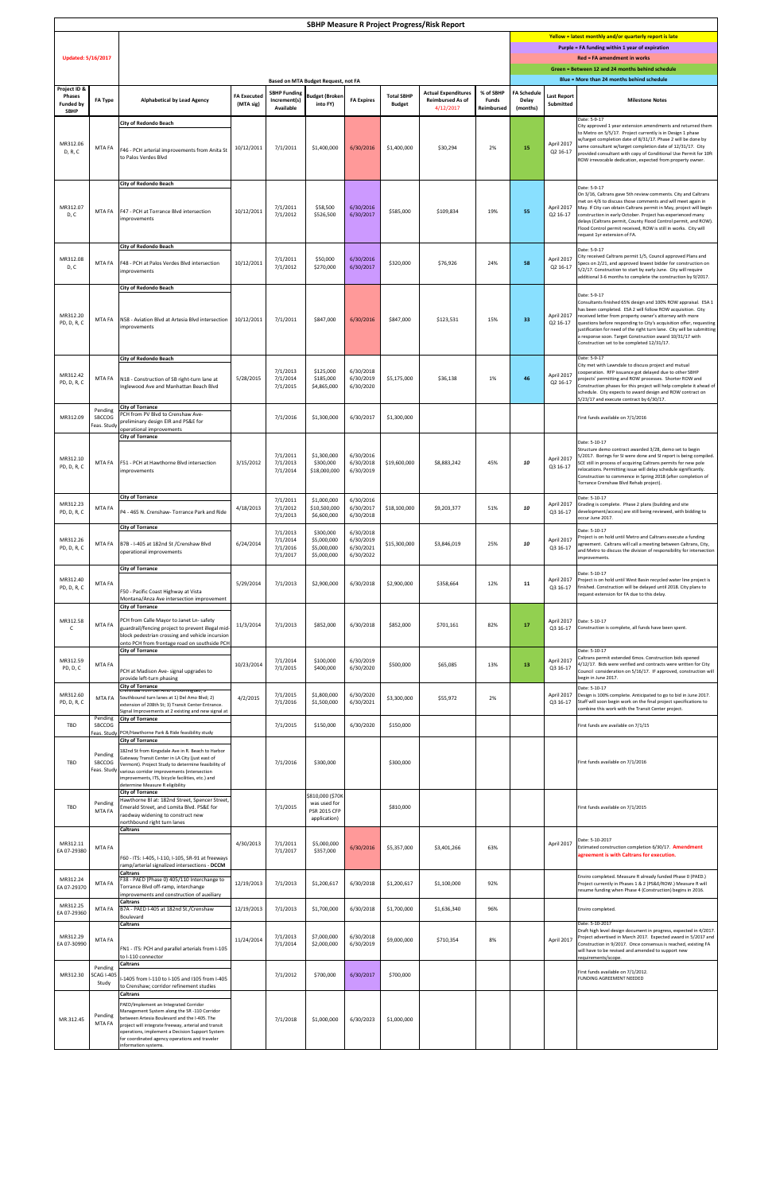# SBHP Measure R Project Progress/Risk Report

**Updated: 5/16/2017**

Yellow = latest monthly and/or quarterly report is late
Purple = FA funding within 1 year of expiration
Red = FA amendment in works
Green = Between 12 and 24 months behind schedule
Blue = More than 24 months behind schedule

| Project ID & Phases Funded by SBHP | FA Type | Alphabetical by Lead Agency | FA Executed (MTA sig) | Based on MTA Budget Request, not FA | | FA Expires | Total SBHP Budget | Actual Expenditures Reimbursed As of 4/12/2017 | % of SBHP Funds Reimbursed | FA Schedule Delay (months) | Last Report Submitted | Milestone Notes |
|---|---|---|---|---|---|---|---|---|---|---|---|---|
| | | | | SBHP Funding Increment(s) Available | Budget (Broken into FY) | | | | | | | |
| MR312.06 D, R, C | MTA FA | City of Redondo Beach<br>F46 - PCH arterial improvements from Anita St to Palos Verdes Blvd | 10/12/2011 | 7/1/2011 | $1,400,000 | 6/30/2016 | $1,400,000 | $30,294 | 2% | 15 | April 2017 Q2 16-17 | Date: 5-9-17<br>City approved 1 year extension amendments and returned them to Metro on 5/5/17. Project currently is in Design 1 phase w/target completion date of 8/31/17. Phase 2 will be done by same consultant w/target completion date of 12/31/17. City provided consultant with copy of Conditional Use Permit for 10ft ROW irrevocable dedication, expected from property owner. |
| MR312.07 D, C | MTA FA | City of Redondo Beach<br>F47 - PCH at Torrance Blvd intersection improvements | 10/12/2011 | 7/1/2011<br>7/1/2012 | $58,500<br>$526,500 | 6/30/2016<br>6/30/2017 | $585,000 | $109,834 | 19% | 55 | April 2017 Q2 16-17 | Date: 5-9-17<br>On 3/16, Caltrans gave 5th review comments. City and Caltrans met on 4/6 to discuss those comments and will meet again in May. If City can obtain Caltrans permit in May, project will begin construction in early October. Project has experienced many delays (Caltrans permit, County Flood Control permit, and ROW). Flood Control permit received, ROW is still in works. City will request 1yr extension of FA. |
| MR312.08 D, C | MTA FA | City of Redondo Beach<br>F48 - PCH at Palos Verdes Blvd intersection improvements | 10/12/2011 | 7/1/2011<br>7/1/2012 | $50,000<br>$270,000 | 6/30/2016<br>6/30/2017 | $320,000 | $76,926 | 24% | 58 | April 2017 Q2 16-17 | Date: 5-9-17<br>City received Caltrans permit 1/5, Council approved Plans and Specs on 2/21, and approved lowest bidder for construction on 5/2/17. Construction to start by early June. City will require additional 3-6 months to complete the construction by 9/2017. |
| MR312.20 PD, D, R, C | MTA FA | City of Redondo Beach<br>N58 - Aviation Blvd at Artesia Blvd intersection improvements | 10/12/2011 | 7/1/2011 | $847,000 | 6/30/2016 | $847,000 | $123,531 | 15% | 33 | April 2017 Q2 16-17 | Date: 5-9-17<br>Consultants finished 65% design and 100% ROW appraisal. ESA 1 has been completed. ESA 2 will follow ROW acquisition. City received letter from property owner's attorney with more questions before responding to City's acquisition offer, requesting justification for need of the right turn lane. City will be submitting a response soon. Target Construction award 10/31/17 with Construction set to be completed 12/31/17. |
| MR312.42 PD, D, R, C | MTA FA | City of Redondo Beach<br>N18 - Construction of SB right-turn lane at Inglewood Ave and Manhattan Beach Blvd | 5/28/2015 | 7/1/2013<br>7/1/2014<br>7/1/2015 | $125,000<br>$185,000<br>$4,865,000 | 6/30/2018<br>6/30/2019<br>6/30/2020 | $5,175,000 | $36,138 | 1% | 46 | April 2017 Q2 16-17 | Date: 5-9-17<br>City met with Lawndale to discuss project and mutual cooperation. RFP issuance got delayed due to other SBHP projects' permitting and ROW processes. Shorter ROW and Construction phases for this project will help complete it ahead of schedule. City expects to award design and ROW contract on 5/23/17 and execute contract by 6/30/17. |
| MR312.09 | Pending SBCCOG Feas. Study | City of Torrance<br>PCH from PV Blvd to Crenshaw Ave- preliminary design EIR and PS&E for operational improvements | | 7/1/2016 | $1,300,000 | 6/30/2017 | $1,300,000 | | | | | First funds available on 7/1/2016 |
| MR312.10 PD, D, R, C | MTA FA | City of Torrance<br>F51 - PCH at Hawthorne Blvd intersection improvements | 3/15/2012 | 7/1/2011<br>7/1/2013<br>7/1/2014 | $1,300,000<br>$300,000<br>$18,000,000 | 6/30/2016<br>6/30/2018<br>6/30/2019 | $19,600,000 | $8,883,242 | 45% | 10 | April 2017 Q3 16-17 | Date: 5-10-17<br>Structure demo contract awarded 3/28, demo set to begin 5/2017. Borings for SI were done and SI report is being compiled. SCE still in process of acquiring Caltrans permits for new pole relocations. Permitting issue will delay schedule significantly. Construction to commence in Spring 2018 (after completion of Torrance Crenshaw Blvd Rehab project). |
| MR312.23 PD, D, R, C | MTA FA | City of Torrance<br>P4 - 465 N. Crenshaw- Torrance Park and Ride | 4/18/2013 | 7/1/2011<br>7/1/2012<br>7/1/2013 | $1,000,000<br>$10,500,000<br>$6,600,000 | 6/30/2016<br>6/30/2017<br>6/30/2018 | $18,100,000 | $9,203,377 | 51% | 10 | April 2017 Q3 16-17 | Date: 5-10-17<br>Grading is complete. Phase 2 plans (building and site development/access) are still being reviewed, with bidding to occur June 2017. |
| MR312.26 PD, D, R, C | MTA FA | City of Torrance<br>B7B - I-405 at 182nd St /Crenshaw Blvd operational improvements | 6/24/2014 | 7/1/2013<br>7/1/2014<br>7/1/2016<br>7/1/2017 | $300,000<br>$5,000,000<br>$5,000,000<br>$5,000,000 | 6/30/2018<br>6/30/2019<br>6/30/2021<br>6/30/2022 | $15,300,000 | $3,846,019 | 25% | 10 | April 2017 Q3 16-17 | Date: 5-10-17<br>Project is on hold until Metro and Caltrans execute a funding agreement. Caltrans will call a meeting between Caltrans, City, and Metro to discuss the division of responsibility for intersection improvements. |
| MR312.40 PD, D, R, C | MTA FA | City of Torrance<br>F50 - Pacific Coast Highway at Vista Montana/Anza Ave intersection improvement | 5/29/2014 | 7/1/2013 | $2,900,000 | 6/30/2018 | $2,900,000 | $358,664 | 12% | 11 | April 2017 Q3 16-17 | Date: 5-10-17<br>Project is on hold until West Basin recycled water line project is finished. Construction will be delayed until 2018. City plans to request extension for FA due to this delay. |
| MR312.58 C | MTA FA | City of Torrance<br>PCH from Calle Mayor to Janet Ln- safety guardrail/fencing project to prevent illegal mid-block pedestrian crossing and vehicle incursion onto PCH from frontage road on southside PCH | 11/3/2014 | 7/1/2013 | $852,000 | 6/30/2018 | $852,000 | $701,161 | 82% | 17 | April 2017 Q3 16-17 | Date: 5-10-17<br>Construction is complete, all funds have been spent. |
| MR312.59 PD, D, C | MTA FA | City of Torrance<br>PCH at Madison Ave- signal upgrades to provide left-turn phasing | 10/23/2014 | 7/1/2014<br>7/1/2015 | $100,000<br>$400,000 | 6/30/2019<br>6/30/2020 | $500,000 | $65,085 | 13% | 13 | April 2017 Q3 16-17 | Date: 5-10-17<br>Caltrans permit extended 6mos. Construction bids opened 4/12/17. Bids were verified and contracts were written for City Council consideration on 5/16/17. If approved, construction will begin in June 2017. |
| MR312.60 PD, D, R, C | MTA FA | City of Torrance<br>Crenshaw from Del Amo to Dominguez, 3 Southbound turn lanes at 1) Del Amo Blvd; 2) extension of 208th St; 3) Transit Center Entrance. Signal Improvements at 2 existing and new signal at | 4/2/2015 | 7/1/2015<br>7/1/2016 | $1,800,000<br>$1,500,000 | 6/30/2020<br>6/30/2021 | $3,300,000 | $55,972 | 2% | | April 2017 Q3 16-17 | Date: 5-10-17<br>Design is 100% complete. Anticipated to go to bid in June 2017. Staff will soon begin work on the final project specifications to combine this work with the Transit Center project. |
| TBD | Pending SBCCOG Feas. Study | City of Torrance<br>PCH/Hawthorne Park & Ride feasibility study | | 7/1/2015 | $150,000 | 6/30/2020 | $150,000 | | | | | First funds are available on 7/1/15 |
| TBD | Pending SBCCOG Feas. Study | City of Torrance<br>182nd St from Kingsdale Ave in R. Beach to Harbor Gateway Transit Center in LA City (just east of Vermont). Project Study to determine feasibility of various corridor improvements (intersection improvements, ITS, bicycle facilities, etc.) and determine Measure R eligibility | | 7/1/2016 | $300,000 | | $300,000 | | | | | First funds available on 7/1/2016 |
| TBD | Pending MTA FA | City of Torrance<br>Hawthorne Bl at: 182nd Street, Spencer Street, Emerald Street, and Lomita Blvd. PS&E for raodway widening to construct new northbound right turn lanes | | 7/1/2015 | $810,000 ($70K was used for PSR 2015 CFP application) | | $810,000 | | | | | First funds available on 7/1/2015 |
| MR312.11 EA 07-29380 | MTA FA | Caltrans<br>F60 - ITS: I-405, I-110, I-105, SR-91 at freeways ramp/arterial signalized intersections - DCCM | 4/30/2013 | 7/1/2011<br>7/1/2017 | $5,000,000<br>$357,000 | 6/30/2016 | $5,357,000 | $3,401,266 | 63% | | April 2017 | Date: 5-10-2017<br>Estimated construction completion 6/30/17. **Amendment agreement is with Caltrans for execution.** |
| MR312.24 EA 07-29370 | MTA FA | Caltrans<br>F38 - PAED (Phase 0) 405/110 Interchange to Torrance Blvd off-ramp, interchange improvements and construction of auxiliary | 12/19/2013 | 7/1/2013 | $1,200,617 | 6/30/2018 | $1,200,617 | $1,100,000 | 92% | | | Enviro completed. Measure R already funded Phase 0 (PAED.) Project currently in Phases 1 & 2 (PS&E/ROW.) Measure R will resume funding when Phase 4 (Construction) begins in 2016. |
| MR312.25 EA 07-29360 | MTA FA | Caltrans<br>B7A - PAED I-405 at 182nd St./Crenshaw Boulevard | 12/19/2013 | 7/1/2013 | $1,700,000 | 6/30/2018 | $1,700,000 | $1,636,340 | 96% | | | Enviro completed. |
| MR312.29 EA 07-30990 | MTA FA | Caltrans<br>FN1 - ITS: PCH and parallel arterials from I-105 to I-110 connector | 11/24/2014 | 7/1/2013<br>7/1/2014 | $7,000,000<br>$2,000,000 | 6/30/2018<br>6/30/2019 | $9,000,000 | $710,354 | 8% | | April 2017 | Date: 5-10-2017<br>Draft high level design document in progress, expected in 4/2017. Project advertised in March 2017. Expected award in 5/2017 and Construction in 9/2017. Once consensus is reached, existing FA will have to be revised and amended to support new requirements/scope. |
| MR312.30 | Pending SCAG I-405 Study | Caltrans<br>I-405 from I-110 to I-105 and I105 from I-405 to Crenshaw; corridor refinement studies | | 7/1/2012 | $700,000 | 6/30/2017 | $700,000 | | | | | First funds available on 7/1/2012. FUNDING AGREEMENT NEEDED |
| MR.312.45 | Pending MTA FA | Caltrans<br>PAED/Implement an Integrated Corridor Management System along the SR -110 Corridor between Artesia Boulevard and the I-405. The project will integrate freeway, arterial and transit operations, implement a Decision Support System for coordinated agency operations and traveler information systems. | | 7/1/2018 | $1,000,000 | 6/30/2023 | $1,000,000 | | | | | |